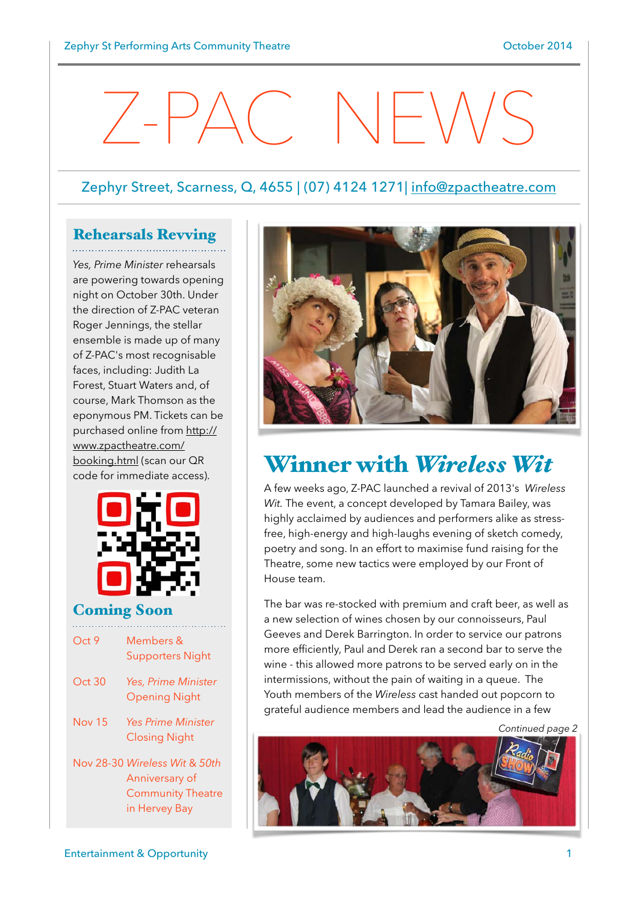# Z-PAC NEWS

Zephyr Street, Scarness, Q, 4655 | (07) 4124 1271| info@zpactheatre.com

## Rehearsals Revving

*Yes, Prime Minister* rehearsals are powering towards opening night on October 30th. Under the direction of Z-PAC veteran Roger Jennings, the stellar ensemble is made up of many of Z-PAC's most recognisable faces, including: Judith La Forest, Stuart Waters and, of course, Mark Thomson as the eponymous PM. Tickets can be purchased online from http://www.zpactheatre.com/booking.html (scan our QR code for immediate access).

## Coming Soon

| | |
|---|---|
| Oct 9 | Members & Supporters Night |
| Oct 30 | *Yes, Prime Minister* Opening Night |
| Nov 15 | *Yes Prime Minister* Closing Night |
| Nov 28-30 | *Wireless Wit & 50th* Anniversary of Community Theatre in Hervey Bay |

## Winner with *Wireless Wit*

A few weeks ago, Z-PAC launched a revival of 2013's *Wireless Wit*. The event, a concept developed by Tamara Bailey, was highly acclaimed by audiences and performers alike as stress-free, high-energy and high-laughs evening of sketch comedy, poetry and song. In an effort to maximise fund raising for the Theatre, some new tactics were employed by our Front of House team.

The bar was re-stocked with premium and craft beer, as well as a new selection of wines chosen by our connoisseurs, Paul Geeves and Derek Barrington. In order to service our patrons more efficiently, Paul and Derek ran a second bar to serve the wine - this allowed more patrons to be served early on in the intermissions, without the pain of waiting in a queue. The Youth members of the *Wireless* cast handed out popcorn to grateful audience members and lead the audience in a few

*Continued page 2*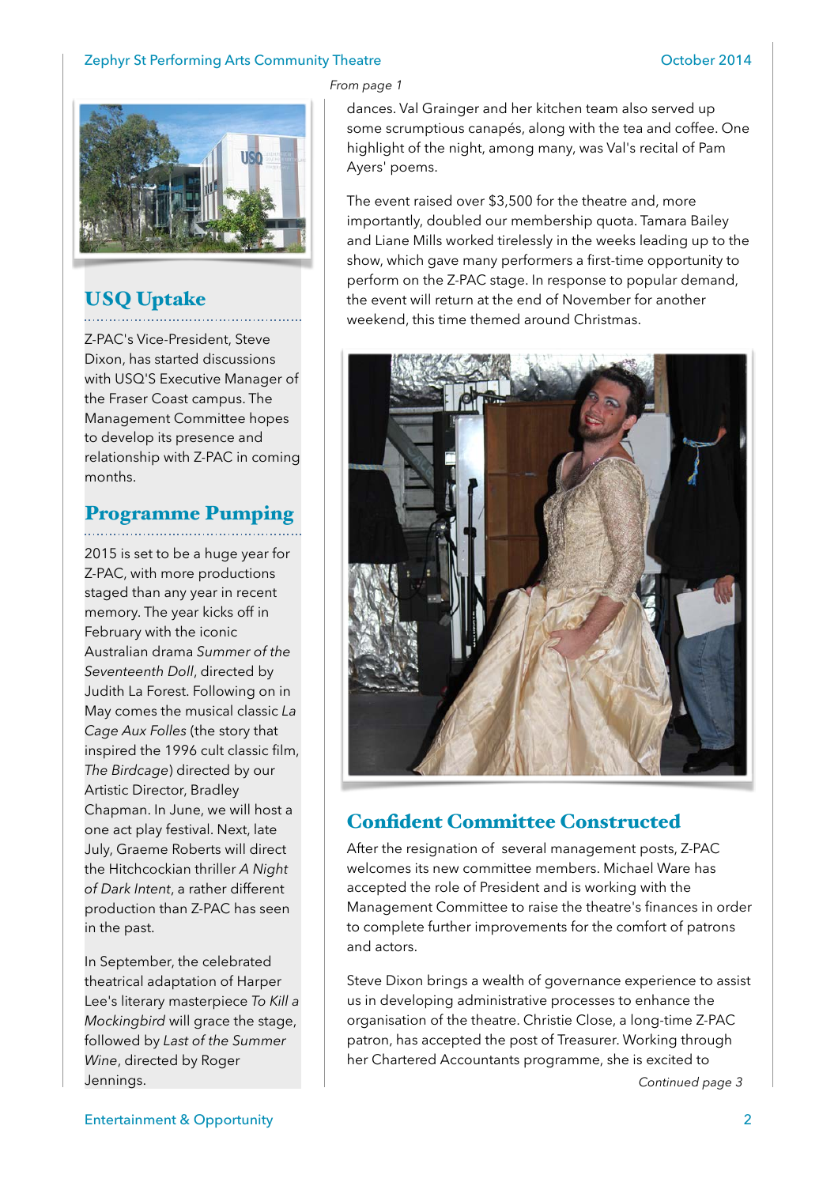*From page 1*

dances. Val Grainger and her kitchen team also served up some scrumptious canapés, along with the tea and coffee. One highlight of the night, among many, was Val's recital of Pam Ayers' poems.

The event raised over $3,500 for the theatre and, more importantly, doubled our membership quota. Tamara Bailey and Liane Mills worked tirelessly in the weeks leading up to the show, which gave many performers a first-time opportunity to perform on the Z-PAC stage. In response to popular demand, the event will return at the end of November for another weekend, this time themed around Christmas.

## Confident Committee Constructed

After the resignation of several management posts, Z-PAC welcomes its new committee members. Michael Ware has accepted the role of President and is working with the Management Committee to raise the theatre's finances in order to complete further improvements for the comfort of patrons and actors.

Steve Dixon brings a wealth of governance experience to assist us in developing administrative processes to enhance the organisation of the theatre. Christie Close, a long-time Z-PAC patron, has accepted the post of Treasurer. Working through her Chartered Accountants programme, she is excited to

*Continued page 3*

## USQ Uptake

Z-PAC's Vice-President, Steve Dixon, has started discussions with USQ'S Executive Manager of the Fraser Coast campus. The Management Committee hopes to develop its presence and relationship with Z-PAC in coming months.

## Programme Pumping

2015 is set to be a huge year for Z-PAC, with more productions staged than any year in recent memory. The year kicks off in February with the iconic Australian drama *Summer of the Seventeenth Doll*, directed by Judith La Forest. Following on in May comes the musical classic *La Cage Aux Folles* (the story that inspired the 1996 cult classic film, *The Birdcage*) directed by our Artistic Director, Bradley Chapman. In June, we will host a one act play festival. Next, late July, Graeme Roberts will direct the Hitchcockian thriller *A Night of Dark Intent*, a rather different production than Z-PAC has seen in the past.

In September, the celebrated theatrical adaptation of Harper Lee's literary masterpiece *To Kill a Mockingbird* will grace the stage, followed by *Last of the Summer Wine*, directed by Roger Jennings.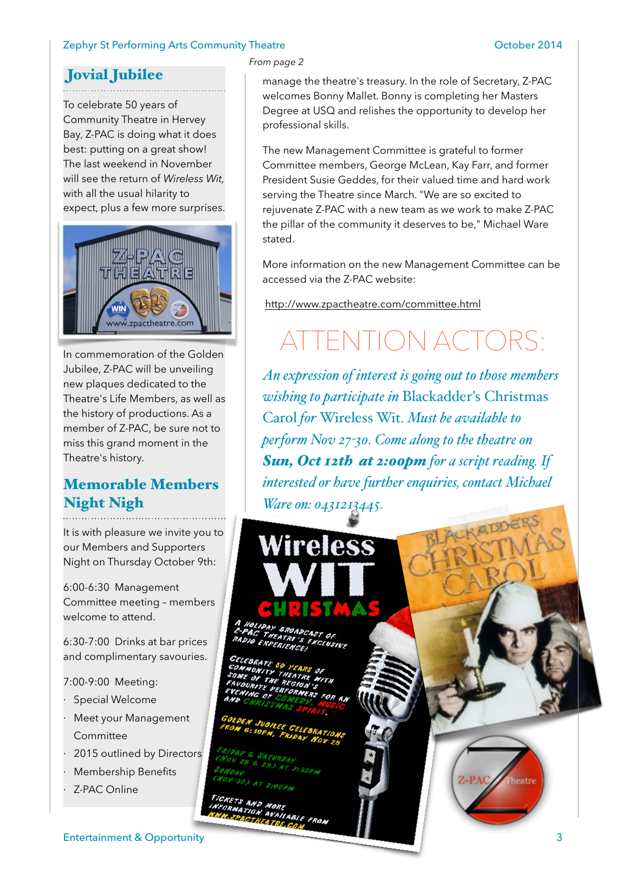## Jovial Jubilee

To celebrate 50 years of Community Theatre in Hervey Bay, Z-PAC is doing what it does best: putting on a great show! The last weekend in November will see the return of *Wireless Wit*, with all the usual hilarity to expect, plus a few more surprises.

In commemoration of the Golden Jubilee, Z-PAC will be unveiling new plaques dedicated to the Theatre's Life Members, as well as the history of productions. As a member of Z-PAC, be sure not to miss this grand moment in the Theatre's history.

## Memorable Members Night Nigh

It is with pleasure we invite you to our Members and Supporters Night on Thursday October 9th:

6:00-6:30 Management Committee meeting - members welcome to attend.

6:30-7:00 Drinks at bar prices and complimentary savouries.

7:00-9:00 Meeting:

- Special Welcome
- Meet your Management Committee
- 2015 outlined by Directors
- Membership Benefits
- Z-PAC Online

*From page 2*

manage the theatre's treasury. In the role of Secretary, Z-PAC welcomes Bonny Mallet. Bonny is completing her Masters Degree at USQ and relishes the opportunity to develop her professional skills.

The new Management Committee is grateful to former Committee members, George McLean, Kay Farr, and former President Susie Geddes, for their valued time and hard work serving the Theatre since March. "We are so excited to rejuvenate Z-PAC with a new team as we work to make Z-PAC the pillar of the community it deserves to be," Michael Ware stated.

More information on the new Management Committee can be accessed via the Z-PAC website:

http://www.zpactheatre.com/committee.html

## ATTENTION ACTORS:

*An expression of interest is going out to those members wishing to participate in* Blackadder's Christmas Carol *for* Wireless Wit. *Must be available to perform Nov 27-30. Come along to the theatre on* ***Sun, Oct 12th at 2:00pm*** *for a script reading. If interested or have further enquiries, contact Michael Ware on: 0431213445.*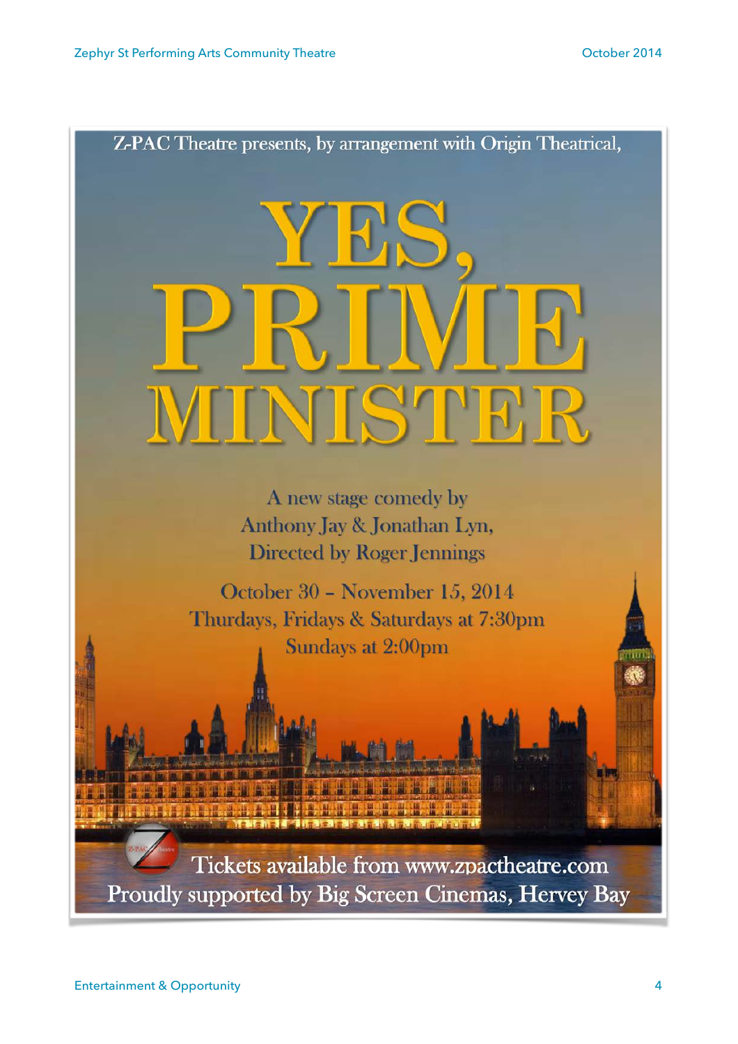Z-PAC Theatre presents, by arrangement with Origin Theatrical,

# YES, PRIME MINISTER

A new stage comedy by
Anthony Jay & Jonathan Lyn,
Directed by Roger Jennings

October 30 – November 15, 2014
Thurdays, Fridays & Saturdays at 7:30pm
Sundays at 2:00pm

Tickets available from www.zpactheatre.com
Proudly supported by Big Screen Cinemas, Hervey Bay